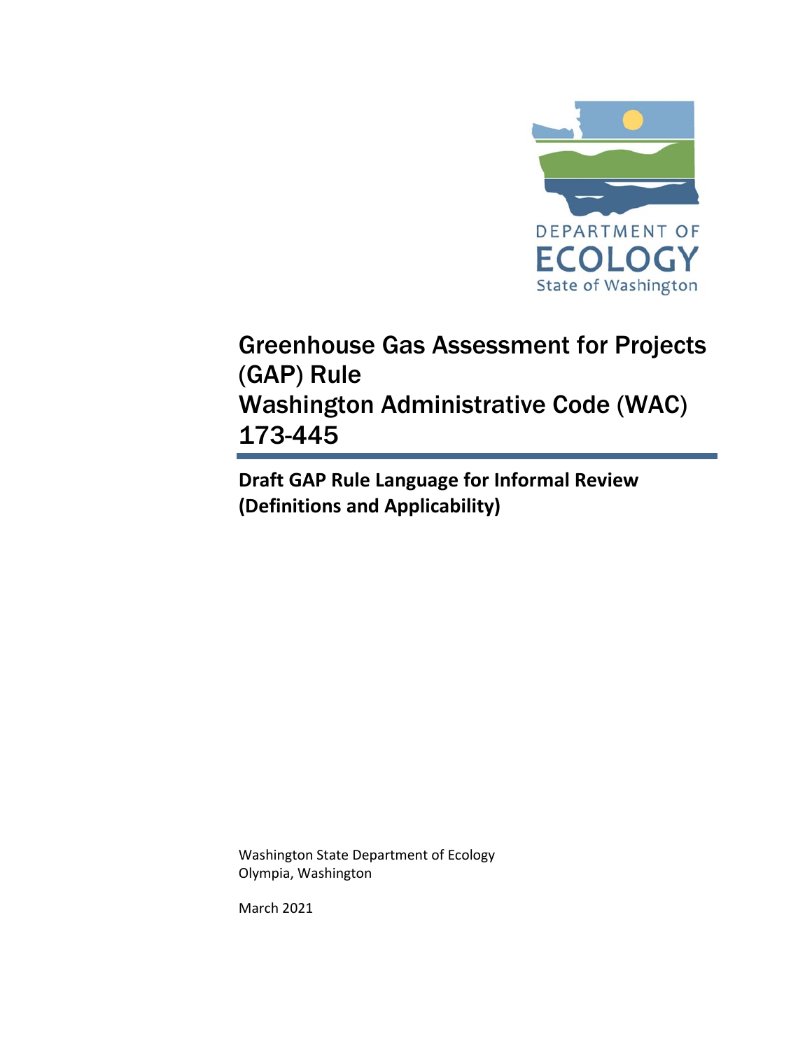DEPARTMENT OF
ECOLOGY
State of Washington

# Greenhouse Gas Assessment for Projects (GAP) Rule Washington Administrative Code (WAC) 173-445

## Draft GAP Rule Language for Informal Review (Definitions and Applicability)

Washington State Department of Ecology
Olympia, Washington

March 2021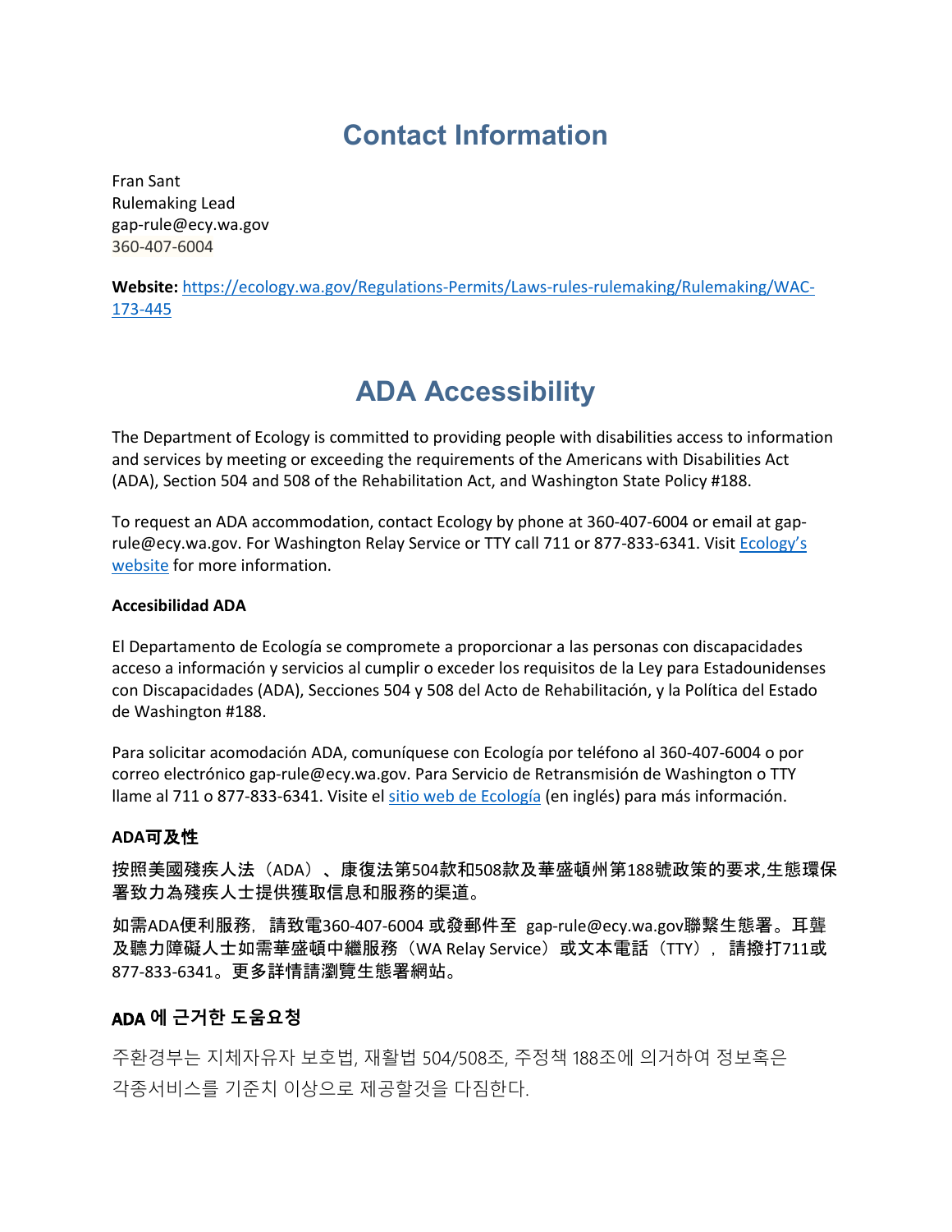# Contact Information

Fran Sant
Rulemaking Lead
gap-rule@ecy.wa.gov
360-407-6004

**Website:** [https://ecology.wa.gov/Regulations-Permits/Laws-rules-rulemaking/Rulemaking/WAC-173-445](https://ecology.wa.gov/Regulations-Permits/Laws-rules-rulemaking/Rulemaking/WAC-173-445)

# ADA Accessibility

The Department of Ecology is committed to providing people with disabilities access to information and services by meeting or exceeding the requirements of the Americans with Disabilities Act (ADA), Section 504 and 508 of the Rehabilitation Act, and Washington State Policy #188.

To request an ADA accommodation, contact Ecology by phone at 360-407-6004 or email at gap-rule@ecy.wa.gov. For Washington Relay Service or TTY call 711 or 877-833-6341. Visit Ecology's website for more information.

**Accesibilidad ADA**

El Departamento de Ecología se compromete a proporcionar a las personas con discapacidades acceso a información y servicios al cumplir o exceder los requisitos de la Ley para Estadounidenses con Discapacidades (ADA), Secciones 504 y 508 del Acto de Rehabilitación, y la Política del Estado de Washington #188.

Para solicitar acomodación ADA, comuníquese con Ecología por teléfono al 360-407-6004 o por correo electrónico gap-rule@ecy.wa.gov. Para Servicio de Retransmisión de Washington o TTY llame al 711 o 877-833-6341. Visite el sitio web de Ecología (en inglés) para más información.

**ADA可及性**

**按照美國殘疾人法（ADA）、康復法第504款和508款及華盛頓州第188號政策的要求,生態環保署致力為殘疾人士提供獲取信息和服務的渠道。**

**如需ADA便利服務，請致電360-407-6004 或發郵件至 gap-rule@ecy.wa.gov聯繫生態署。耳聾及聽力障礙人士如需華盛頓中繼服務（WA Relay Service）或文本電話（TTY），請撥打711或877-833-6341。更多詳情請瀏覽生態署網站。**

### ADA 에 근거한 도움요청

주환경부는 지체자유자 보호법, 재활법 504/508조, 주정책 188조에 의거하여 정보혹은 각종서비스를 기준치 이상으로 제공할것을 다짐한다.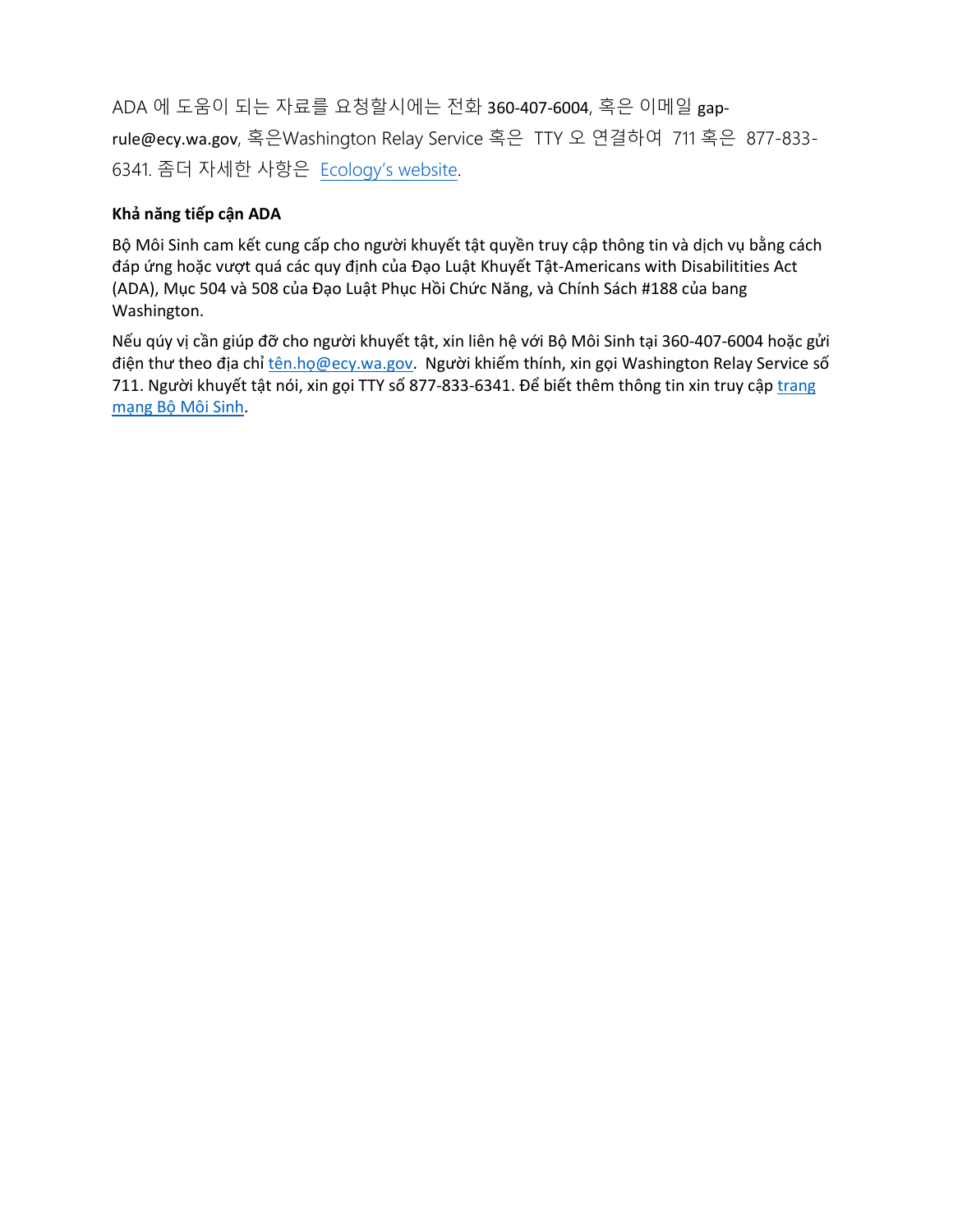ADA 에 도움이 되는 자료를 요청할시에는 전화 360-407-6004, 혹은 이메일 gap-rule@ecy.wa.gov, 혹은Washington Relay Service 혹은 TTY 오 연결하여 711 혹은 877-833-6341. 좀더 자세한 사항은 [Ecology's website](Ecology's website).

**Khả năng tiếp cận ADA**

Bộ Môi Sinh cam kết cung cấp cho người khuyết tật quyền truy cập thông tin và dịch vụ bằng cách đáp ứng hoặc vượt quá các quy định của Đạo Luật Khuyết Tật-Americans with Disabilitities Act (ADA), Mục 504 và 508 của Đạo Luật Phục Hồi Chức Năng, và Chính Sách #188 của bang Washington.

Nếu qúy vị cần giúp đỡ cho người khuyết tật, xin liên hệ với Bộ Môi Sinh tại 360-407-6004 hoặc gửi điện thư theo địa chỉ [tên.họ@ecy.wa.gov](mailto:tên.họ@ecy.wa.gov). Người khiếm thính, xin gọi Washington Relay Service số 711. Người khuyết tật nói, xin gọi TTY số 877-833-6341. Để biết thêm thông tin xin truy cập [trang mạng Bộ Môi Sinh](trang mạng Bộ Môi Sinh).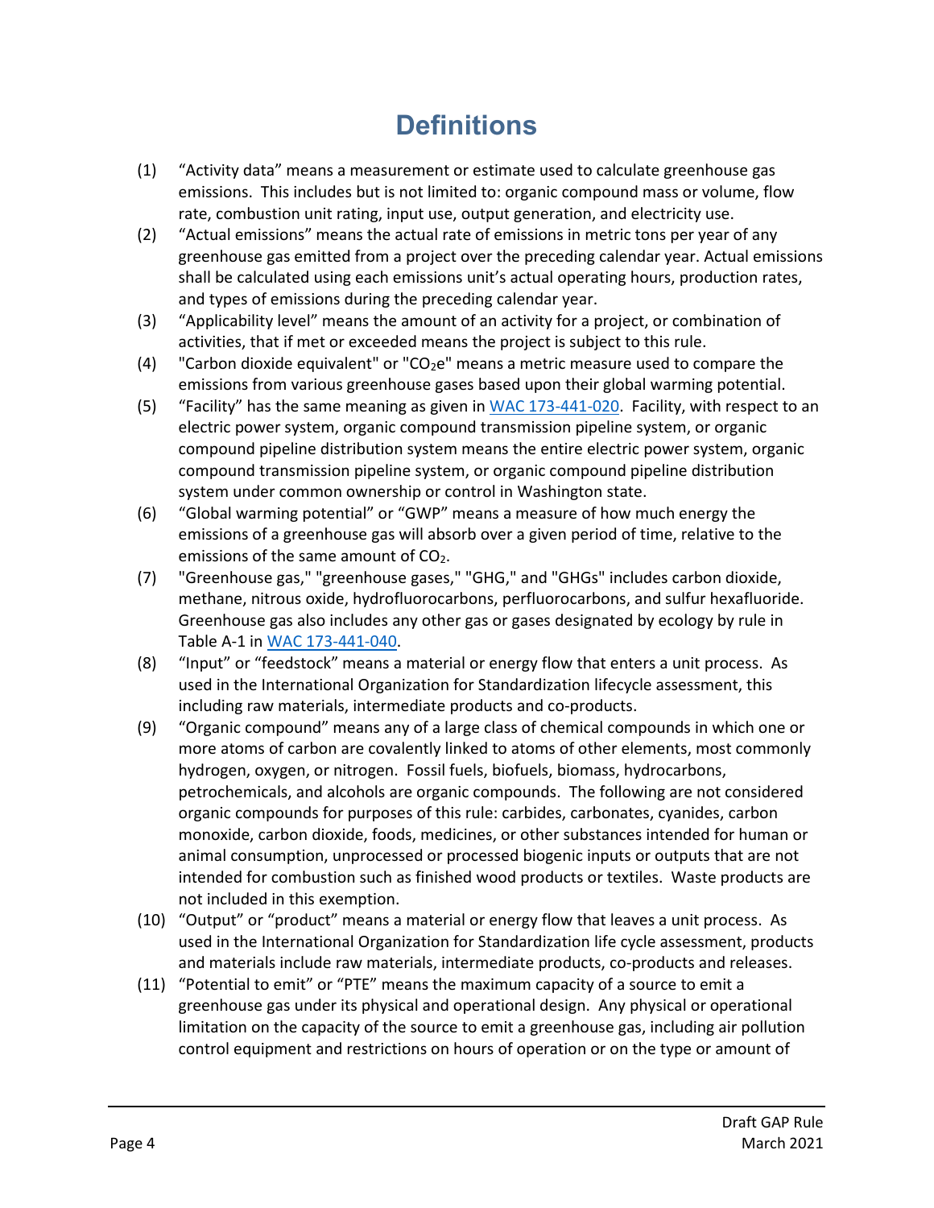# Definitions

(1) "Activity data" means a measurement or estimate used to calculate greenhouse gas emissions. This includes but is not limited to: organic compound mass or volume, flow rate, combustion unit rating, input use, output generation, and electricity use.

(2) "Actual emissions" means the actual rate of emissions in metric tons per year of any greenhouse gas emitted from a project over the preceding calendar year. Actual emissions shall be calculated using each emissions unit's actual operating hours, production rates, and types of emissions during the preceding calendar year.

(3) "Applicability level" means the amount of an activity for a project, or combination of activities, that if met or exceeded means the project is subject to this rule.

(4) "Carbon dioxide equivalent" or "$CO_2e$" means a metric measure used to compare the emissions from various greenhouse gases based upon their global warming potential.

(5) "Facility" has the same meaning as given in [WAC 173-441-020](). Facility, with respect to an electric power system, organic compound transmission pipeline system, or organic compound pipeline distribution system means the entire electric power system, organic compound transmission pipeline system, or organic compound pipeline distribution system under common ownership or control in Washington state.

(6) "Global warming potential" or "GWP" means a measure of how much energy the emissions of a greenhouse gas will absorb over a given period of time, relative to the emissions of the same amount of $CO_2$.

(7) "Greenhouse gas," "greenhouse gases," "GHG," and "GHGs" includes carbon dioxide, methane, nitrous oxide, hydrofluorocarbons, perfluorocarbons, and sulfur hexafluoride. Greenhouse gas also includes any other gas or gases designated by ecology by rule in Table A-1 in [WAC 173-441-040]().

(8) "Input" or "feedstock" means a material or energy flow that enters a unit process. As used in the International Organization for Standardization lifecycle assessment, this including raw materials, intermediate products and co-products.

(9) "Organic compound" means any of a large class of chemical compounds in which one or more atoms of carbon are covalently linked to atoms of other elements, most commonly hydrogen, oxygen, or nitrogen. Fossil fuels, biofuels, biomass, hydrocarbons, petrochemicals, and alcohols are organic compounds. The following are not considered organic compounds for purposes of this rule: carbides, carbonates, cyanides, carbon monoxide, carbon dioxide, foods, medicines, or other substances intended for human or animal consumption, unprocessed or processed biogenic inputs or outputs that are not intended for combustion such as finished wood products or textiles. Waste products are not included in this exemption.

(10) "Output" or "product" means a material or energy flow that leaves a unit process. As used in the International Organization for Standardization life cycle assessment, products and materials include raw materials, intermediate products, co-products and releases.

(11) "Potential to emit" or "PTE" means the maximum capacity of a source to emit a greenhouse gas under its physical and operational design. Any physical or operational limitation on the capacity of the source to emit a greenhouse gas, including air pollution control equipment and restrictions on hours of operation or on the type or amount of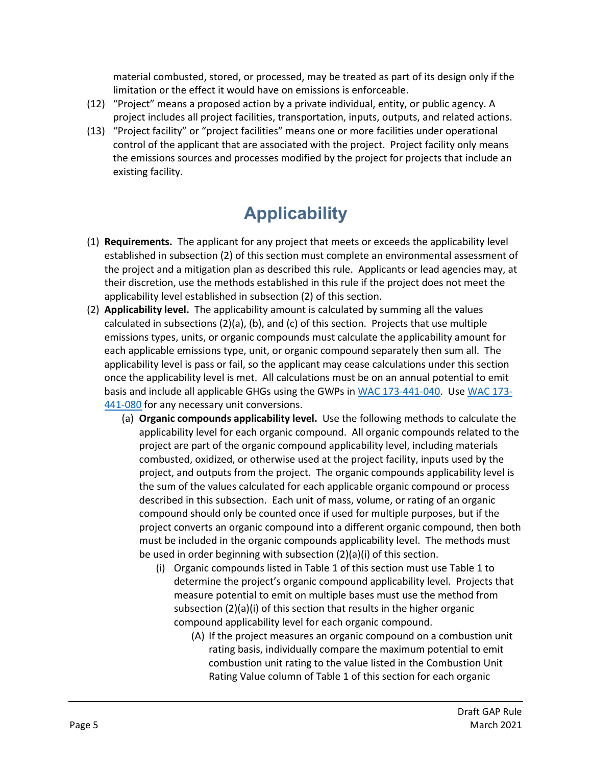material combusted, stored, or processed, may be treated as part of its design only if the limitation or the effect it would have on emissions is enforceable.

(12) "Project" means a proposed action by a private individual, entity, or public agency. A project includes all project facilities, transportation, inputs, outputs, and related actions.

(13) "Project facility" or "project facilities" means one or more facilities under operational control of the applicant that are associated with the project. Project facility only means the emissions sources and processes modified by the project for projects that include an existing facility.

# Applicability

(1) **Requirements.** The applicant for any project that meets or exceeds the applicability level established in subsection (2) of this section must complete an environmental assessment of the project and a mitigation plan as described this rule. Applicants or lead agencies may, at their discretion, use the methods established in this rule if the project does not meet the applicability level established in subsection (2) of this section.

(2) **Applicability level.** The applicability amount is calculated by summing all the values calculated in subsections (2)(a), (b), and (c) of this section. Projects that use multiple emissions types, units, or organic compounds must calculate the applicability amount for each applicable emissions type, unit, or organic compound separately then sum all. The applicability level is pass or fail, so the applicant may cease calculations under this section once the applicability level is met. All calculations must be on an annual potential to emit basis and include all applicable GHGs using the GWPs in WAC 173-441-040. Use WAC 173-441-080 for any necessary unit conversions.

   (a) **Organic compounds applicability level.** Use the following methods to calculate the applicability level for each organic compound. All organic compounds related to the project are part of the organic compound applicability level, including materials combusted, oxidized, or otherwise used at the project facility, inputs used by the project, and outputs from the project. The organic compounds applicability level is the sum of the values calculated for each applicable organic compound or process described in this subsection. Each unit of mass, volume, or rating of an organic compound should only be counted once if used for multiple purposes, but if the project converts an organic compound into a different organic compound, then both must be included in the organic compounds applicability level. The methods must be used in order beginning with subsection (2)(a)(i) of this section.

      (i) Organic compounds listed in Table 1 of this section must use Table 1 to determine the project's organic compound applicability level. Projects that measure potential to emit on multiple bases must use the method from subsection (2)(a)(i) of this section that results in the higher organic compound applicability level for each organic compound.

         (A) If the project measures an organic compound on a combustion unit rating basis, individually compare the maximum potential to emit combustion unit rating to the value listed in the Combustion Unit Rating Value column of Table 1 of this section for each organic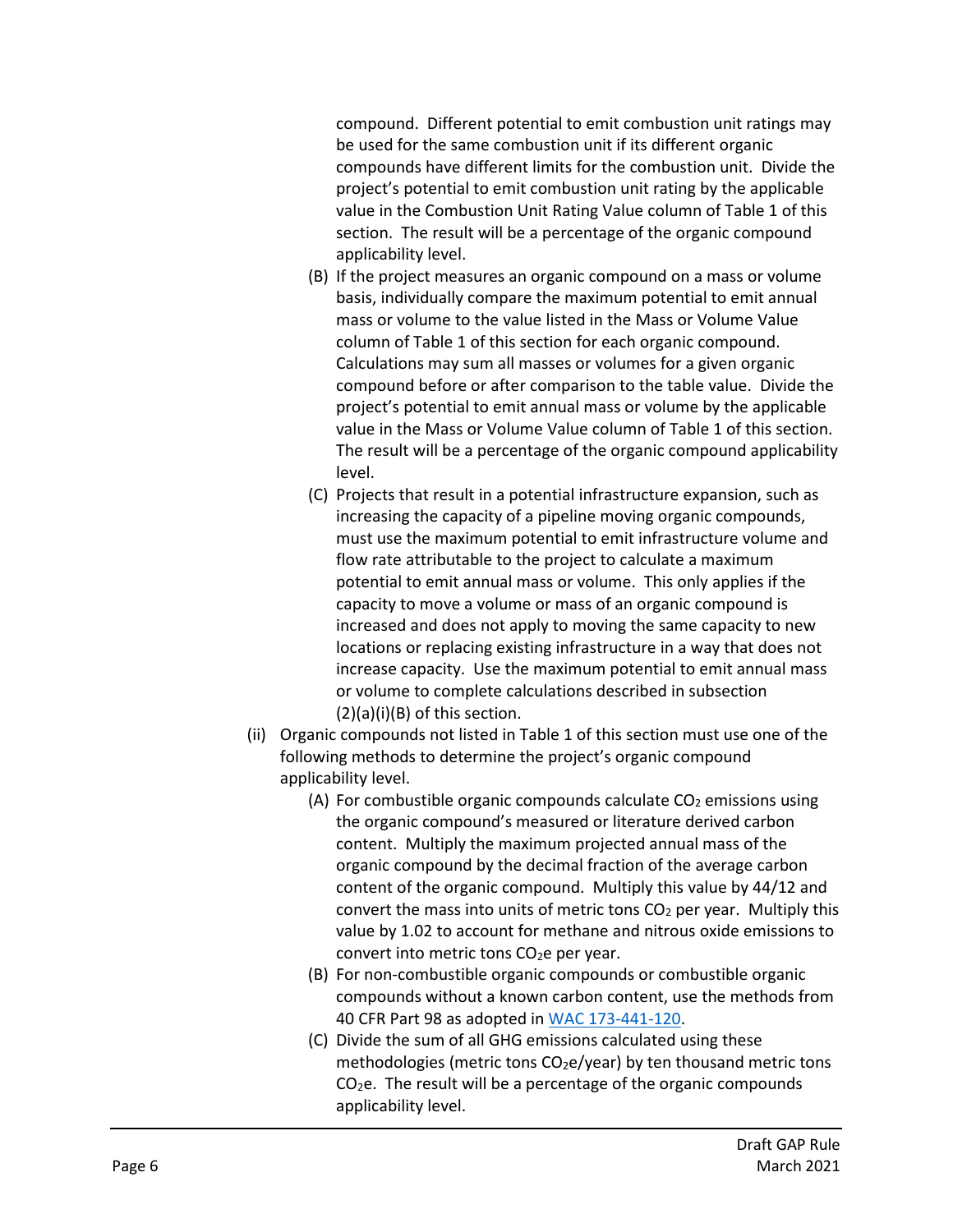compound. Different potential to emit combustion unit ratings may be used for the same combustion unit if its different organic compounds have different limits for the combustion unit. Divide the project's potential to emit combustion unit rating by the applicable value in the Combustion Unit Rating Value column of Table 1 of this section. The result will be a percentage of the organic compound applicability level.

- (B) If the project measures an organic compound on a mass or volume basis, individually compare the maximum potential to emit annual mass or volume to the value listed in the Mass or Volume Value column of Table 1 of this section for each organic compound. Calculations may sum all masses or volumes for a given organic compound before or after comparison to the table value. Divide the project's potential to emit annual mass or volume by the applicable value in the Mass or Volume Value column of Table 1 of this section. The result will be a percentage of the organic compound applicability level.
- (C) Projects that result in a potential infrastructure expansion, such as increasing the capacity of a pipeline moving organic compounds, must use the maximum potential to emit infrastructure volume and flow rate attributable to the project to calculate a maximum potential to emit annual mass or volume. This only applies if the capacity to move a volume or mass of an organic compound is increased and does not apply to moving the same capacity to new locations or replacing existing infrastructure in a way that does not increase capacity. Use the maximum potential to emit annual mass or volume to complete calculations described in subsection (2)(a)(i)(B) of this section.

(ii) Organic compounds not listed in Table 1 of this section must use one of the following methods to determine the project's organic compound applicability level.

- (A) For combustible organic compounds calculate $CO_2$ emissions using the organic compound's measured or literature derived carbon content. Multiply the maximum projected annual mass of the organic compound by the decimal fraction of the average carbon content of the organic compound. Multiply this value by 44/12 and convert the mass into units of metric tons $CO_2$ per year. Multiply this value by 1.02 to account for methane and nitrous oxide emissions to convert into metric tons $CO_2e$ per year.
- (B) For non-combustible organic compounds or combustible organic compounds without a known carbon content, use the methods from 40 CFR Part 98 as adopted in [WAC 173-441-120](WAC 173-441-120).
- (C) Divide the sum of all GHG emissions calculated using these methodologies (metric tons $CO_2e$/year) by ten thousand metric tons $CO_2e$. The result will be a percentage of the organic compounds applicability level.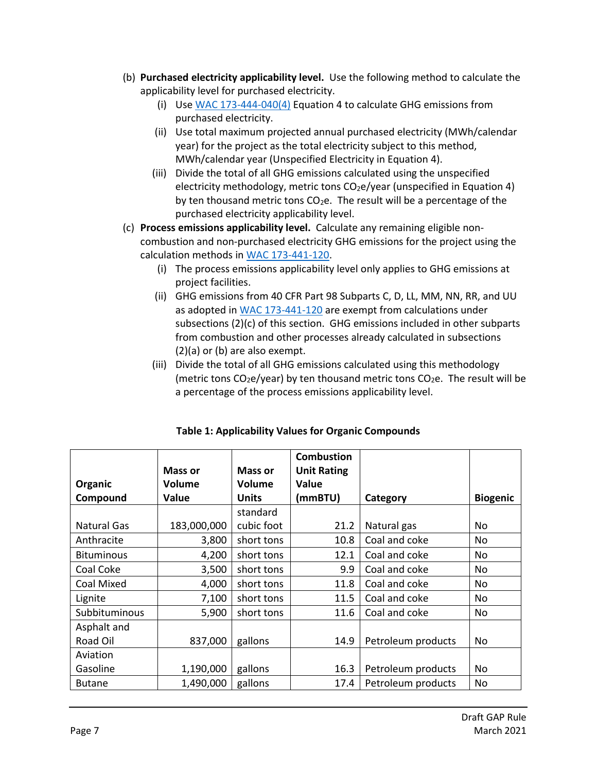(b) **Purchased electricity applicability level.** Use the following method to calculate the applicability level for purchased electricity.

   (i) Use WAC 173-444-040(4) Equation 4 to calculate GHG emissions from purchased electricity.

   (ii) Use total maximum projected annual purchased electricity (MWh/calendar year) for the project as the total electricity subject to this method, MWh/calendar year (Unspecified Electricity in Equation 4).

   (iii) Divide the total of all GHG emissions calculated using the unspecified electricity methodology, metric tons $CO_2e$/year (unspecified in Equation 4) by ten thousand metric tons $CO_2e$. The result will be a percentage of the purchased electricity applicability level.

(c) **Process emissions applicability level.** Calculate any remaining eligible non-combustion and non-purchased electricity GHG emissions for the project using the calculation methods in WAC 173-441-120.

   (i) The process emissions applicability level only applies to GHG emissions at project facilities.

   (ii) GHG emissions from 40 CFR Part 98 Subparts C, D, LL, MM, NN, RR, and UU as adopted in WAC 173-441-120 are exempt from calculations under subsections (2)(c) of this section. GHG emissions included in other subparts from combustion and other processes already calculated in subsections (2)(a) or (b) are also exempt.

   (iii) Divide the total of all GHG emissions calculated using this methodology (metric tons $CO_2e$/year) by ten thousand metric tons $CO_2e$. The result will be a percentage of the process emissions applicability level.

**Table 1: Applicability Values for Organic Compounds**

| Organic Compound | Mass or Volume Value | Mass or Volume Units | Combustion Unit Rating Value (mmBTU) | Category | Biogenic |
|---|---|---|---|---|---|
| Natural Gas | 183,000,000 | standard cubic foot | 21.2 | Natural gas | No |
| Anthracite | 3,800 | short tons | 10.8 | Coal and coke | No |
| Bituminous | 4,200 | short tons | 12.1 | Coal and coke | No |
| Coal Coke | 3,500 | short tons | 9.9 | Coal and coke | No |
| Coal Mixed | 4,000 | short tons | 11.8 | Coal and coke | No |
| Lignite | 7,100 | short tons | 11.5 | Coal and coke | No |
| Subbituminous | 5,900 | short tons | 11.6 | Coal and coke | No |
| Asphalt and Road Oil | 837,000 | gallons | 14.9 | Petroleum products | No |
| Aviation Gasoline | 1,190,000 | gallons | 16.3 | Petroleum products | No |
| Butane | 1,490,000 | gallons | 17.4 | Petroleum products | No |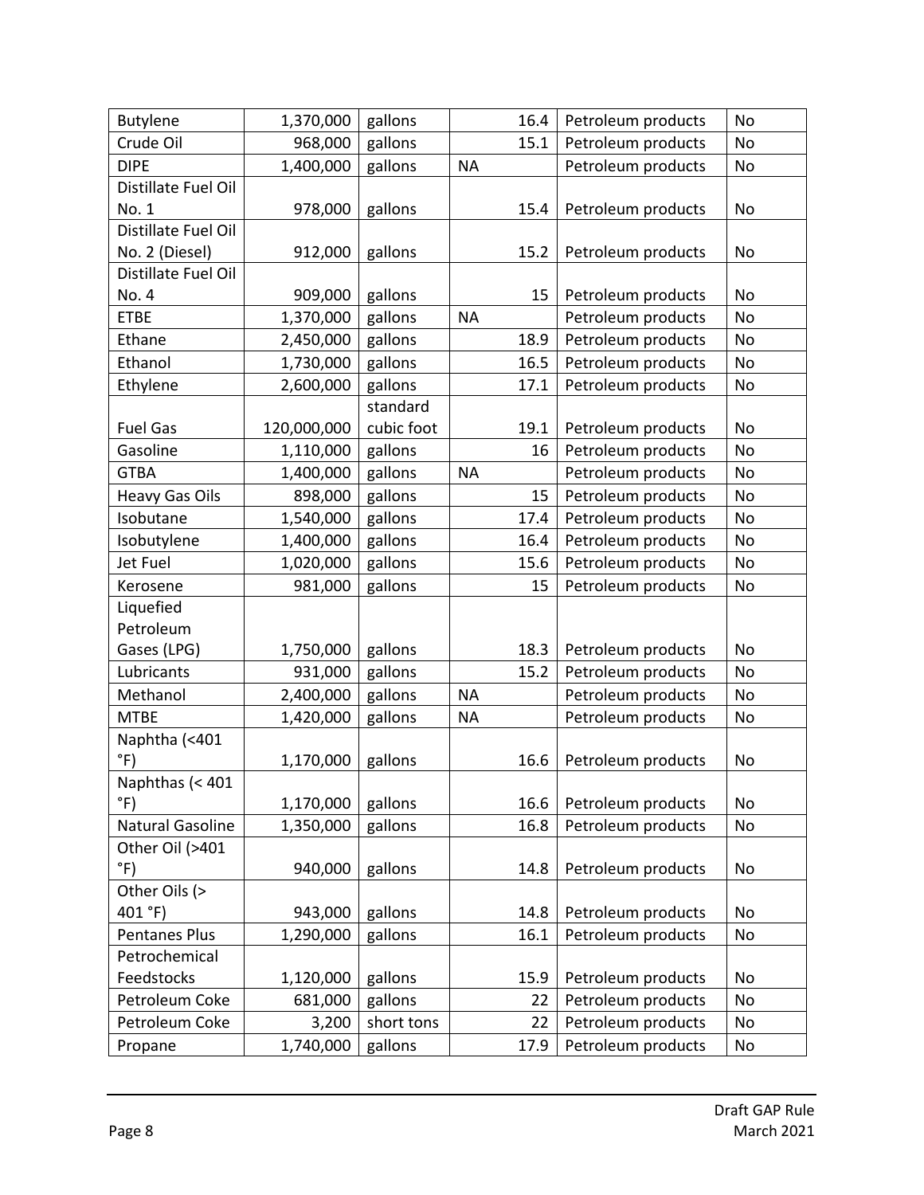| Butylene | 1,370,000 | gallons | 16.4 | Petroleum products | No |
|---|---|---|---|---|---|
| Crude Oil | 968,000 | gallons | 15.1 | Petroleum products | No |
| DIPE | 1,400,000 | gallons | NA | Petroleum products | No |
| Distillate Fuel Oil No. 1 | 978,000 | gallons | 15.4 | Petroleum products | No |
| Distillate Fuel Oil No. 2 (Diesel) | 912,000 | gallons | 15.2 | Petroleum products | No |
| Distillate Fuel Oil No. 4 | 909,000 | gallons | 15 | Petroleum products | No |
| ETBE | 1,370,000 | gallons | NA | Petroleum products | No |
| Ethane | 2,450,000 | gallons | 18.9 | Petroleum products | No |
| Ethanol | 1,730,000 | gallons | 16.5 | Petroleum products | No |
| Ethylene | 2,600,000 | gallons | 17.1 | Petroleum products | No |
| Fuel Gas | 120,000,000 | standard cubic foot | 19.1 | Petroleum products | No |
| Gasoline | 1,110,000 | gallons | 16 | Petroleum products | No |
| GTBA | 1,400,000 | gallons | NA | Petroleum products | No |
| Heavy Gas Oils | 898,000 | gallons | 15 | Petroleum products | No |
| Isobutane | 1,540,000 | gallons | 17.4 | Petroleum products | No |
| Isobutylene | 1,400,000 | gallons | 16.4 | Petroleum products | No |
| Jet Fuel | 1,020,000 | gallons | 15.6 | Petroleum products | No |
| Kerosene | 981,000 | gallons | 15 | Petroleum products | No |
| Liquefied Petroleum Gases (LPG) | 1,750,000 | gallons | 18.3 | Petroleum products | No |
| Lubricants | 931,000 | gallons | 15.2 | Petroleum products | No |
| Methanol | 2,400,000 | gallons | NA | Petroleum products | No |
| MTBE | 1,420,000 | gallons | NA | Petroleum products | No |
| Naphtha (<401 °F) | 1,170,000 | gallons | 16.6 | Petroleum products | No |
| Naphthas (< 401 °F) | 1,170,000 | gallons | 16.6 | Petroleum products | No |
| Natural Gasoline | 1,350,000 | gallons | 16.8 | Petroleum products | No |
| Other Oil (>401 °F) | 940,000 | gallons | 14.8 | Petroleum products | No |
| Other Oils (> 401 °F) | 943,000 | gallons | 14.8 | Petroleum products | No |
| Pentanes Plus | 1,290,000 | gallons | 16.1 | Petroleum products | No |
| Petrochemical Feedstocks | 1,120,000 | gallons | 15.9 | Petroleum products | No |
| Petroleum Coke | 681,000 | gallons | 22 | Petroleum products | No |
| Petroleum Coke | 3,200 | short tons | 22 | Petroleum products | No |
| Propane | 1,740,000 | gallons | 17.9 | Petroleum products | No |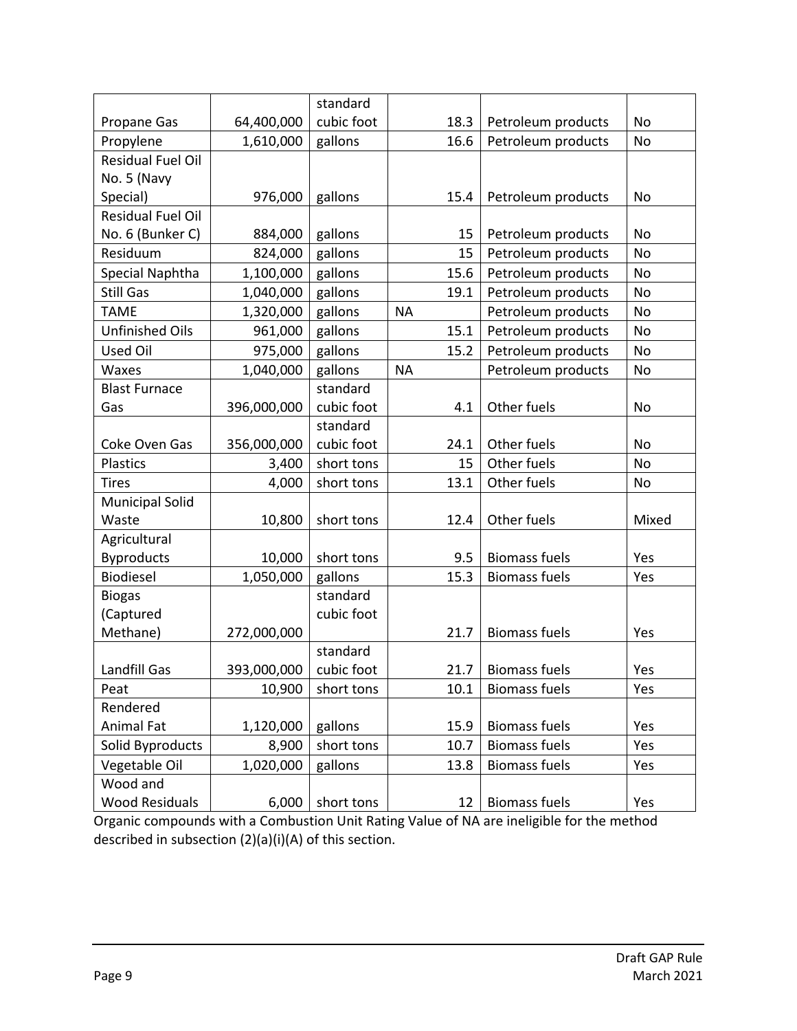| | | | | | |
|---|---|---|---|---|---|
| Propane Gas | 64,400,000 | standard cubic foot | 18.3 | Petroleum products | No |
| Propylene | 1,610,000 | gallons | 16.6 | Petroleum products | No |
| Residual Fuel Oil No. 5 (Navy Special) | 976,000 | gallons | 15.4 | Petroleum products | No |
| Residual Fuel Oil No. 6 (Bunker C) | 884,000 | gallons | 15 | Petroleum products | No |
| Residuum | 824,000 | gallons | 15 | Petroleum products | No |
| Special Naphtha | 1,100,000 | gallons | 15.6 | Petroleum products | No |
| Still Gas | 1,040,000 | gallons | 19.1 | Petroleum products | No |
| TAME | 1,320,000 | gallons | NA | Petroleum products | No |
| Unfinished Oils | 961,000 | gallons | 15.1 | Petroleum products | No |
| Used Oil | 975,000 | gallons | 15.2 | Petroleum products | No |
| Waxes | 1,040,000 | gallons | NA | Petroleum products | No |
| Blast Furnace Gas | 396,000,000 | standard cubic foot | 4.1 | Other fuels | No |
| Coke Oven Gas | 356,000,000 | standard cubic foot | 24.1 | Other fuels | No |
| Plastics | 3,400 | short tons | 15 | Other fuels | No |
| Tires | 4,000 | short tons | 13.1 | Other fuels | No |
| Municipal Solid Waste | 10,800 | short tons | 12.4 | Other fuels | Mixed |
| Agricultural Byproducts | 10,000 | short tons | 9.5 | Biomass fuels | Yes |
| Biodiesel | 1,050,000 | gallons | 15.3 | Biomass fuels | Yes |
| Biogas (Captured Methane) | 272,000,000 | standard cubic foot | 21.7 | Biomass fuels | Yes |
| Landfill Gas | 393,000,000 | standard cubic foot | 21.7 | Biomass fuels | Yes |
| Peat | 10,900 | short tons | 10.1 | Biomass fuels | Yes |
| Rendered Animal Fat | 1,120,000 | gallons | 15.9 | Biomass fuels | Yes |
| Solid Byproducts | 8,900 | short tons | 10.7 | Biomass fuels | Yes |
| Vegetable Oil | 1,020,000 | gallons | 13.8 | Biomass fuels | Yes |
| Wood and Wood Residuals | 6,000 | short tons | 12 | Biomass fuels | Yes |

Organic compounds with a Combustion Unit Rating Value of NA are ineligible for the method described in subsection (2)(a)(i)(A) of this section.